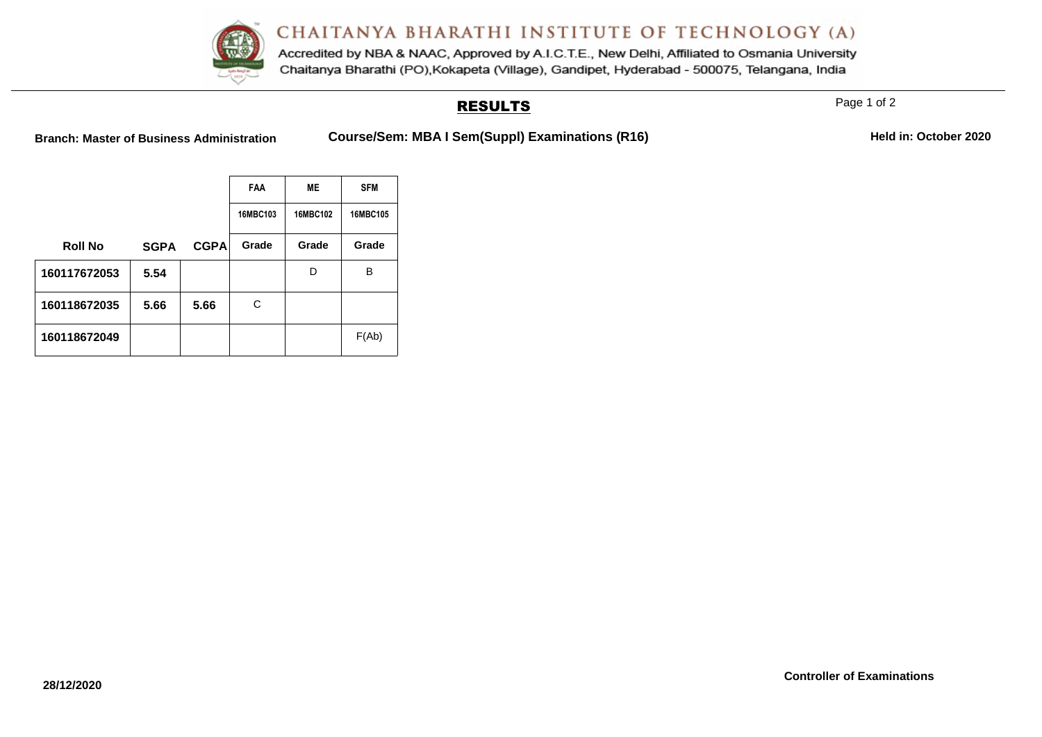# CHAITANYA BHARATHI INSTITUTE OF TECHNOLOGY (A)

Accredited by NBA & NAAC, Approved by A.I.C.T.E., New Delhi, Affiliated to Osmania University
Chaitanya Bharathi (PO),Kokapeta (Village), Gandipet, Hyderabad - 500075, Telangana, India

## RESULTS

**Branch: Master of Business Administration** **Course/Sem: MBA I Sem(Suppl) Examinations (R16)** **Held in: October 2020**

| | | | FAA | ME | SFM |
|---|---|---|---|---|---|
| | | | 16MBC103 | 16MBC102 | 16MBC105 |
| **Roll No** | **SGPA** | **CGPA** | **Grade** | **Grade** | **Grade** |
| **160117672053** | **5.54** | | | D | B |
| **160118672035** | **5.66** | **5.66** | C | | |
| **160118672049** | | | | | F(Ab) |

**28/12/2020**

**Controller of Examinations**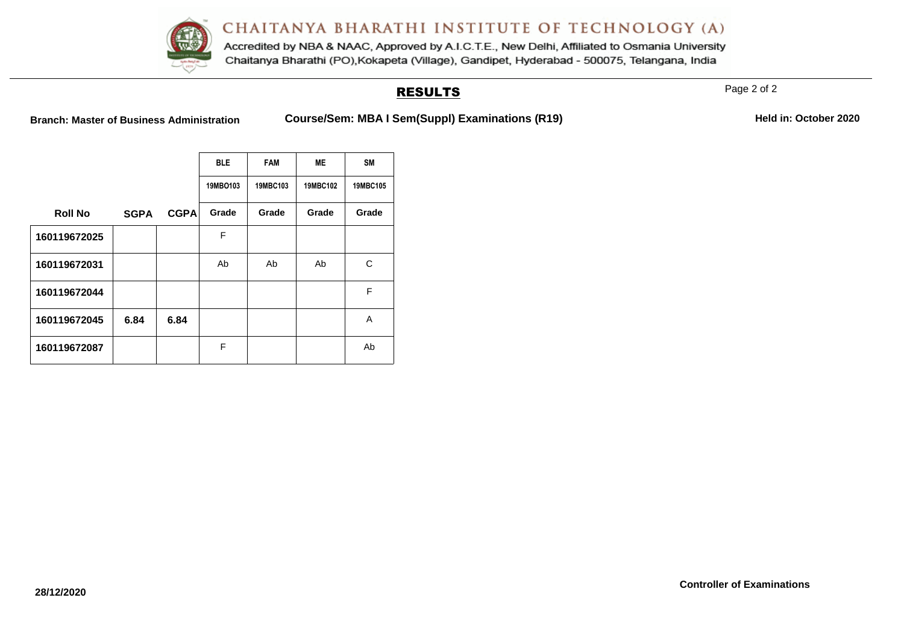# CHAITANYA BHARATHI INSTITUTE OF TECHNOLOGY (A)

Accredited by NBA & NAAC, Approved by A.I.C.T.E., New Delhi, Affiliated to Osmania University
Chaitanya Bharathi (PO),Kokapeta (Village), Gandipet, Hyderabad - 500075, Telangana, India

## RESULTS

**Branch: Master of Business Administration** **Course/Sem: MBA I Sem(Suppl) Examinations (R19)** **Held in: October 2020**

| | | | BLE | FAM | ME | SM |
|---|---|---|---|---|---|---|
| | | | 19MBO103 | 19MBC103 | 19MBC102 | 19MBC105 |
| **Roll No** | **SGPA** | **CGPA** | **Grade** | **Grade** | **Grade** | **Grade** |
| **160119672025** | | | F | | | |
| **160119672031** | | | Ab | Ab | Ab | C |
| **160119672044** | | | | | | F |
| **160119672045** | **6.84** | **6.84** | | | | A |
| **160119672087** | | | F | | | Ab |

**28/12/2020**

**Controller of Examinations**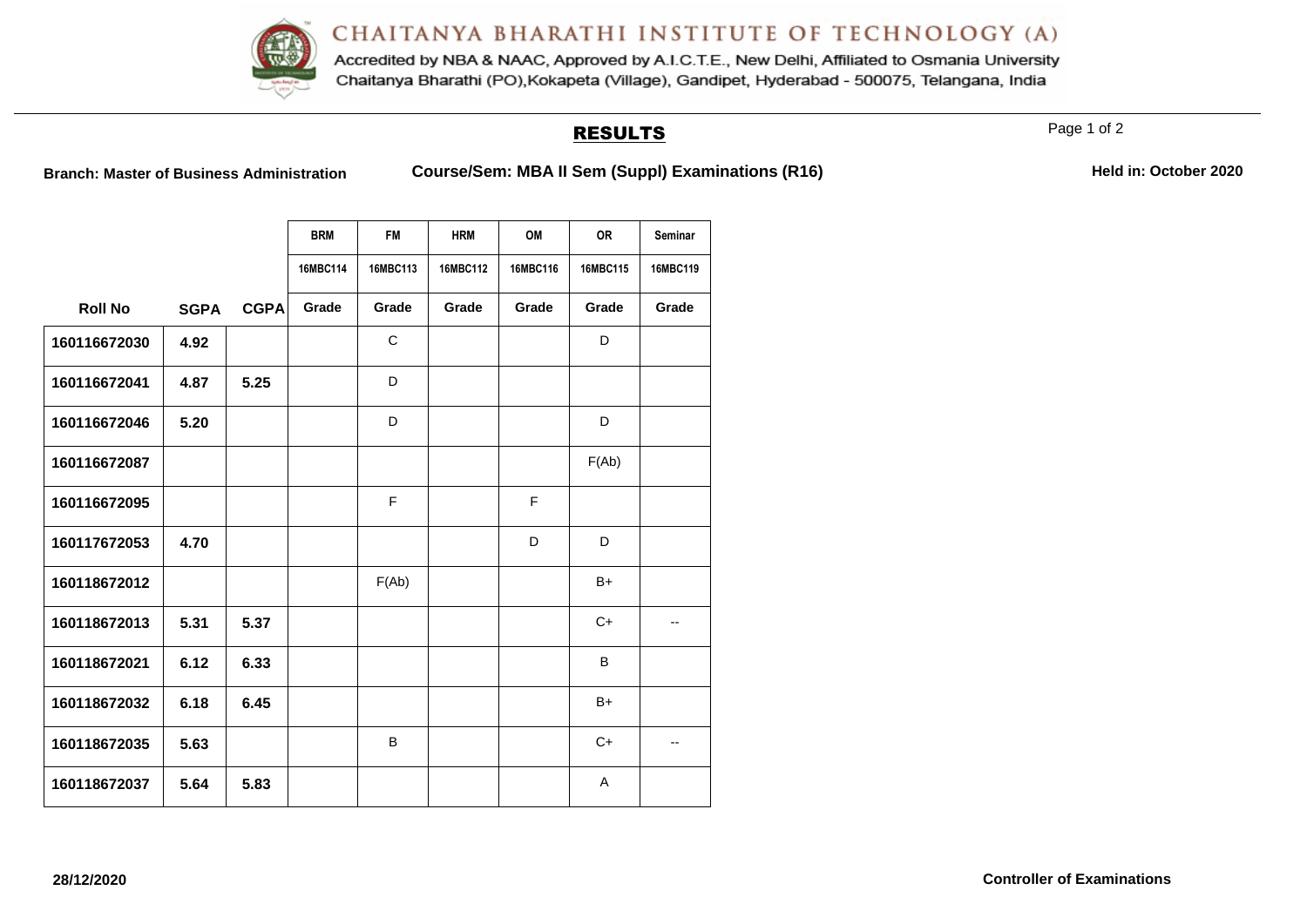# CHAITANYA BHARATHI INSTITUTE OF TECHNOLOGY (A)

Accredited by NBA & NAAC, Approved by A.I.C.T.E., New Delhi, Affiliated to Osmania University
Chaitanya Bharathi (PO),Kokapeta (Village), Gandipet, Hyderabad - 500075, Telangana, India

## RESULTS

**Branch: Master of Business Administration** **Course/Sem: MBA II Sem (Suppl) Examinations (R16)** **Held in: October 2020**

| | | | BRM | FM | HRM | OM | OR | Seminar |
|---|---|---|---|---|---|---|---|---|
| | | | 16MBC114 | 16MBC113 | 16MBC112 | 16MBC116 | 16MBC115 | 16MBC119 |
| **Roll No** | **SGPA** | **CGPA** | **Grade** | **Grade** | **Grade** | **Grade** | **Grade** | **Grade** |
| 160116672030 | 4.92 | | | C | | | D | |
| 160116672041 | 4.87 | 5.25 | | D | | | | |
| 160116672046 | 5.20 | | | D | | | D | |
| 160116672087 | | | | | | | F(Ab) | |
| 160116672095 | | | | F | | F | | |
| 160117672053 | 4.70 | | | | | D | D | |
| 160118672012 | | | | F(Ab) | | | B+ | |
| 160118672013 | 5.31 | 5.37 | | | | | C+ | -- |
| 160118672021 | 6.12 | 6.33 | | | | | B | |
| 160118672032 | 6.18 | 6.45 | | | | | B+ | |
| 160118672035 | 5.63 | | | B | | | C+ | -- |
| 160118672037 | 5.64 | 5.83 | | | | | A | |

**28/12/2020** **Controller of Examinations**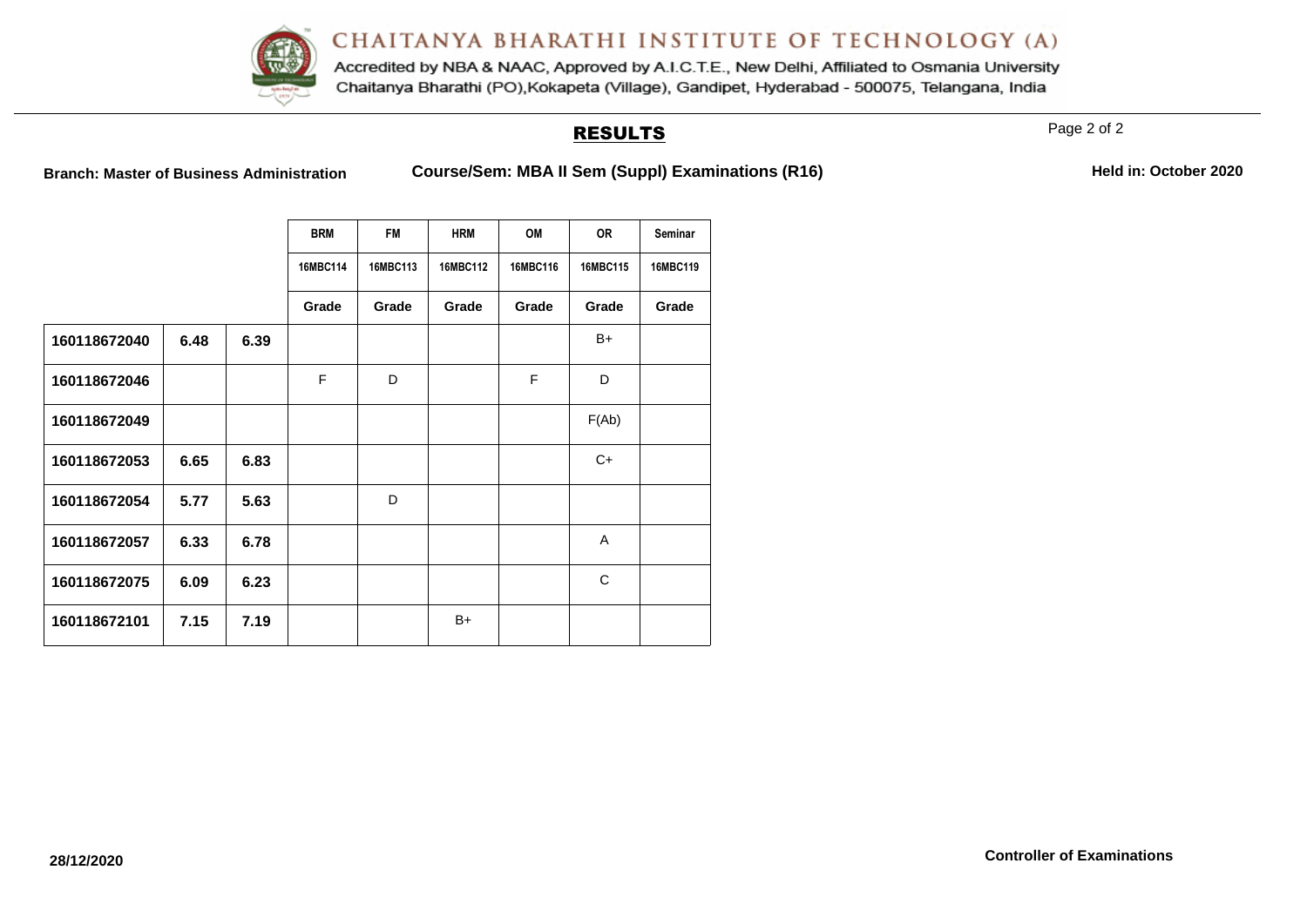# CHAITANYA BHARATHI INSTITUTE OF TECHNOLOGY (A)

Accredited by NBA & NAAC, Approved by A.I.C.T.E., New Delhi, Affiliated to Osmania University
Chaitanya Bharathi (PO),Kokapeta (Village), Gandipet, Hyderabad - 500075, Telangana, India

## RESULTS

**Branch: Master of Business Administration** **Course/Sem: MBA II Sem (Suppl) Examinations (R16)** **Held in: October 2020**

| | | | BRM | FM | HRM | OM | OR | Seminar |
|---|---|---|---|---|---|---|---|---|
| | | | 16MBC114 | 16MBC113 | 16MBC112 | 16MBC116 | 16MBC115 | 16MBC119 |
| | | | Grade | Grade | Grade | Grade | Grade | Grade |
| 160118672040 | 6.48 | 6.39 | | | | | B+ | |
| 160118672046 | | | F | D | | F | D | |
| 160118672049 | | | | | | | F(Ab) | |
| 160118672053 | 6.65 | 6.83 | | | | | C+ | |
| 160118672054 | 5.77 | 5.63 | | D | | | | |
| 160118672057 | 6.33 | 6.78 | | | | | A | |
| 160118672075 | 6.09 | 6.23 | | | | | C | |
| 160118672101 | 7.15 | 7.19 | | | B+ | | | |

**28/12/2020** **Controller of Examinations**